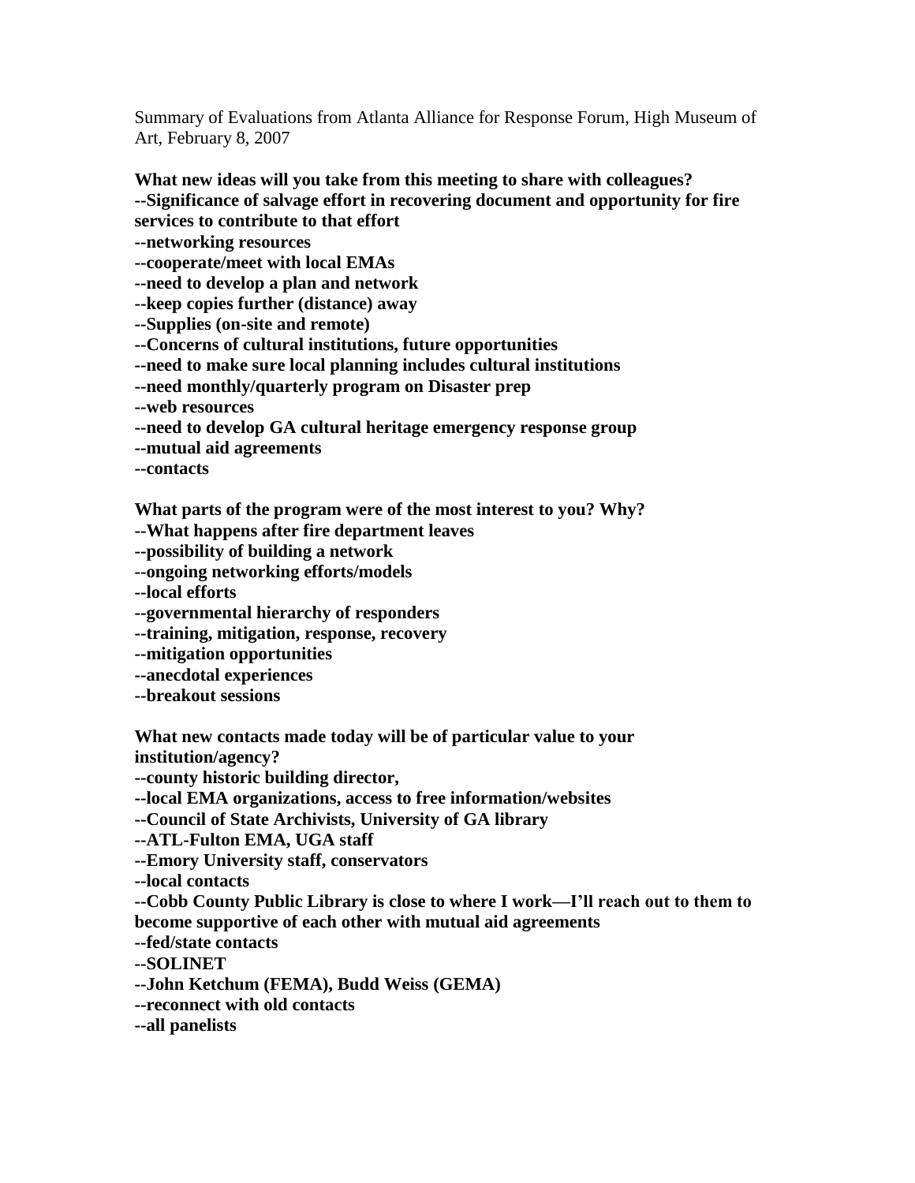Summary of Evaluations from Atlanta Alliance for Response Forum, High Museum of Art, February 8, 2007

**What new ideas will you take from this meeting to share with colleagues?**
**--Significance of salvage effort in recovering document and opportunity for fire services to contribute to that effort**
**--networking resources**
**--cooperate/meet with local EMAs**
**--need to develop a plan and network**
**--keep copies further (distance) away**
**--Supplies (on-site and remote)**
**--Concerns of cultural institutions, future opportunities**
**--need to make sure local planning includes cultural institutions**
**--need monthly/quarterly program on Disaster prep**
**--web resources**
**--need to develop GA cultural heritage emergency response group**
**--mutual aid agreements**
**--contacts**

**What parts of the program were of the most interest to you? Why?**
**--What happens after fire department leaves**
**--possibility of building a network**
**--ongoing networking efforts/models**
**--local efforts**
**--governmental hierarchy of responders**
**--training, mitigation, response, recovery**
**--mitigation opportunities**
**--anecdotal experiences**
**--breakout sessions**

**What new contacts made today will be of particular value to your institution/agency?**
**--county historic building director,**
**--local EMA organizations, access to free information/websites**
**--Council of State Archivists, University of GA library**
**--ATL-Fulton EMA, UGA staff**
**--Emory University staff, conservators**
**--local contacts**
**--Cobb County Public Library is close to where I work—I'll reach out to them to become supportive of each other with mutual aid agreements**
**--fed/state contacts**
**--SOLINET**
**--John Ketchum (FEMA), Budd Weiss (GEMA)**
**--reconnect with old contacts**
**--all panelists**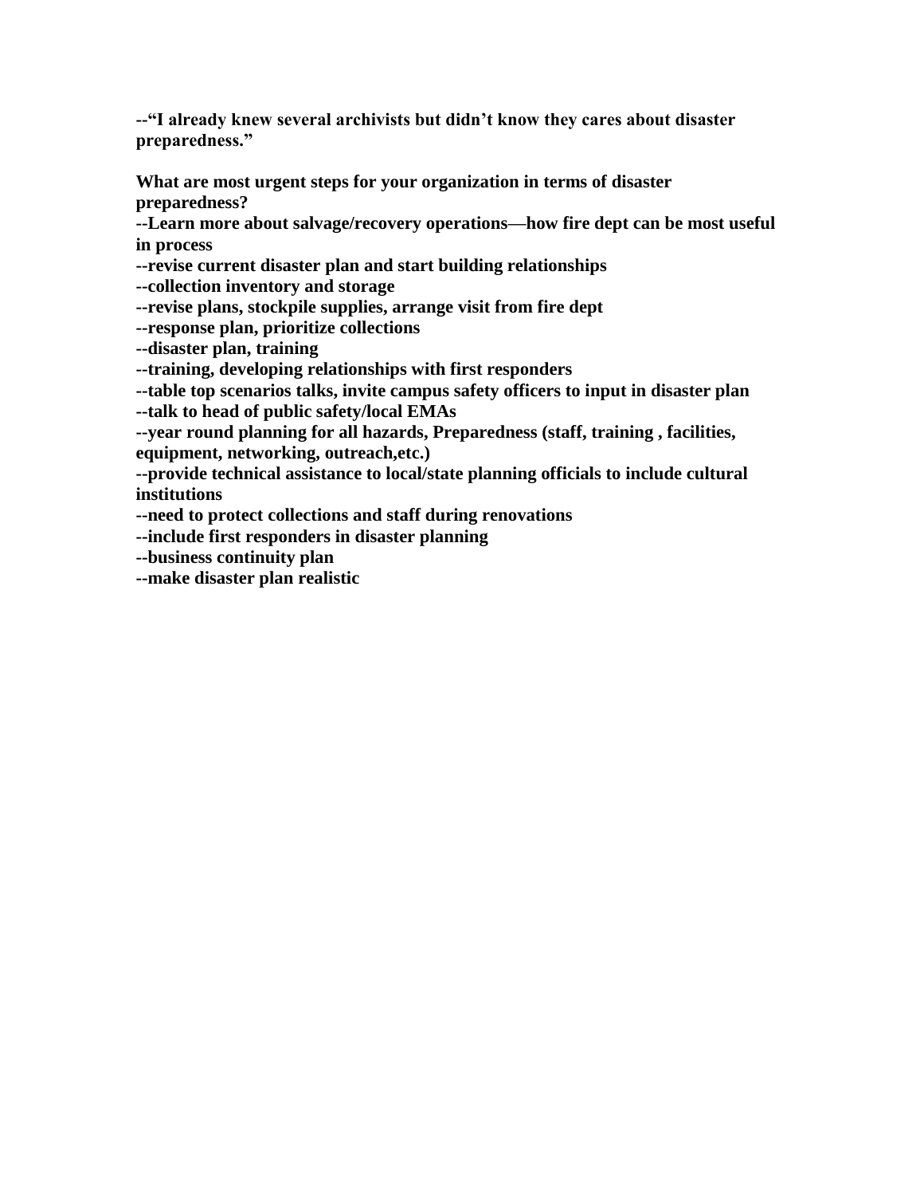**--"I already knew several archivists but didn't know they cares about disaster preparedness."**

**What are most urgent steps for your organization in terms of disaster preparedness?**

**--Learn more about salvage/recovery operations—how fire dept can be most useful in process**
**--revise current disaster plan and start building relationships**
**--collection inventory and storage**
**--revise plans, stockpile supplies, arrange visit from fire dept**
**--response plan, prioritize collections**
**--disaster plan, training**
**--training, developing relationships with first responders**
**--table top scenarios talks, invite campus safety officers to input in disaster plan**
**--talk to head of public safety/local EMAs**
**--year round planning for all hazards, Preparedness (staff, training , facilities, equipment, networking, outreach,etc.)**
**--provide technical assistance to local/state planning officials to include cultural institutions**
**--need to protect collections and staff during renovations**
**--include first responders in disaster planning**
**--business continuity plan**
**--make disaster plan realistic**